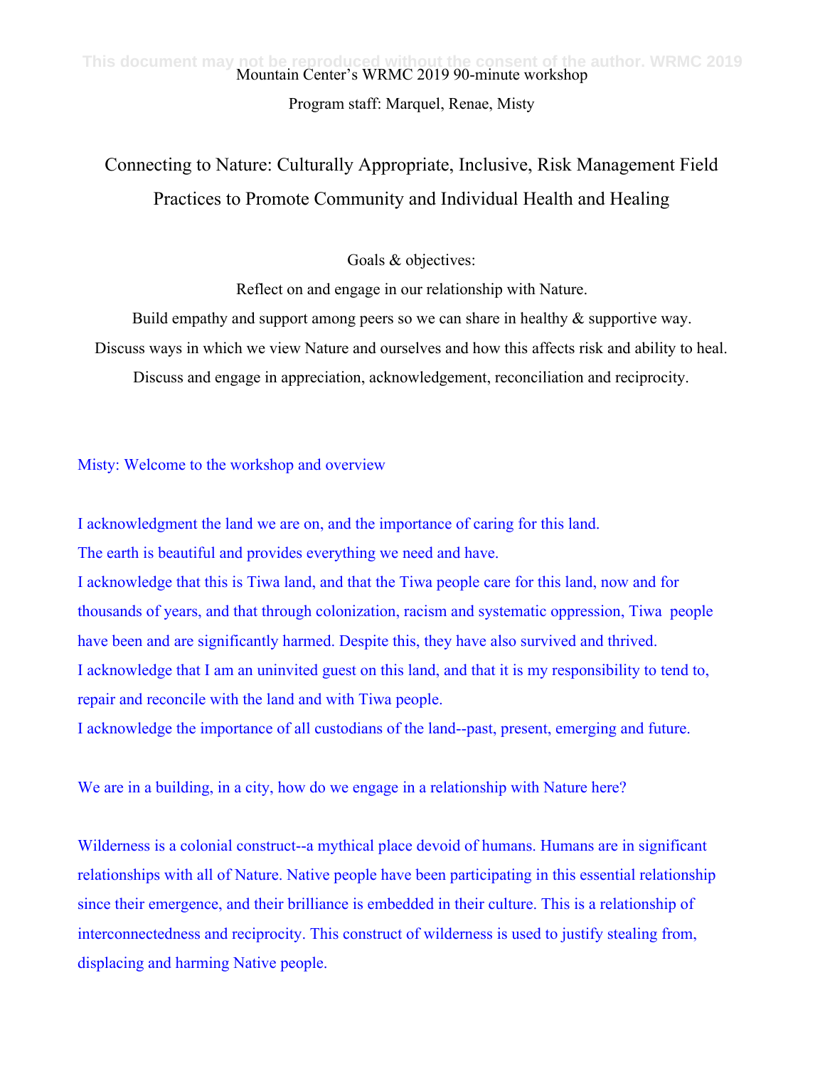Mountain Center's WRMC 2019 90-minute workshop

Program staff: Marquel, Renae, Misty

# Connecting to Nature: Culturally Appropriate, Inclusive, Risk Management Field Practices to Promote Community and Individual Health and Healing

Goals & objectives:

Reflect on and engage in our relationship with Nature.

Build empathy and support among peers so we can share in healthy & supportive way.

Discuss ways in which we view Nature and ourselves and how this affects risk and ability to heal.

Discuss and engage in appreciation, acknowledgement, reconciliation and reciprocity.

Misty: Welcome to the workshop and overview

I acknowledgment the land we are on, and the importance of caring for this land.
The earth is beautiful and provides everything we need and have.
I acknowledge that this is Tiwa land, and that the Tiwa people care for this land, now and for thousands of years, and that through colonization, racism and systematic oppression, Tiwa people have been and are significantly harmed. Despite this, they have also survived and thrived.
I acknowledge that I am an uninvited guest on this land, and that it is my responsibility to tend to, repair and reconcile with the land and with Tiwa people.
I acknowledge the importance of all custodians of the land--past, present, emerging and future.

We are in a building, in a city, how do we engage in a relationship with Nature here?

Wilderness is a colonial construct--a mythical place devoid of humans. Humans are in significant relationships with all of Nature. Native people have been participating in this essential relationship since their emergence, and their brilliance is embedded in their culture. This is a relationship of interconnectedness and reciprocity. This construct of wilderness is used to justify stealing from, displacing and harming Native people.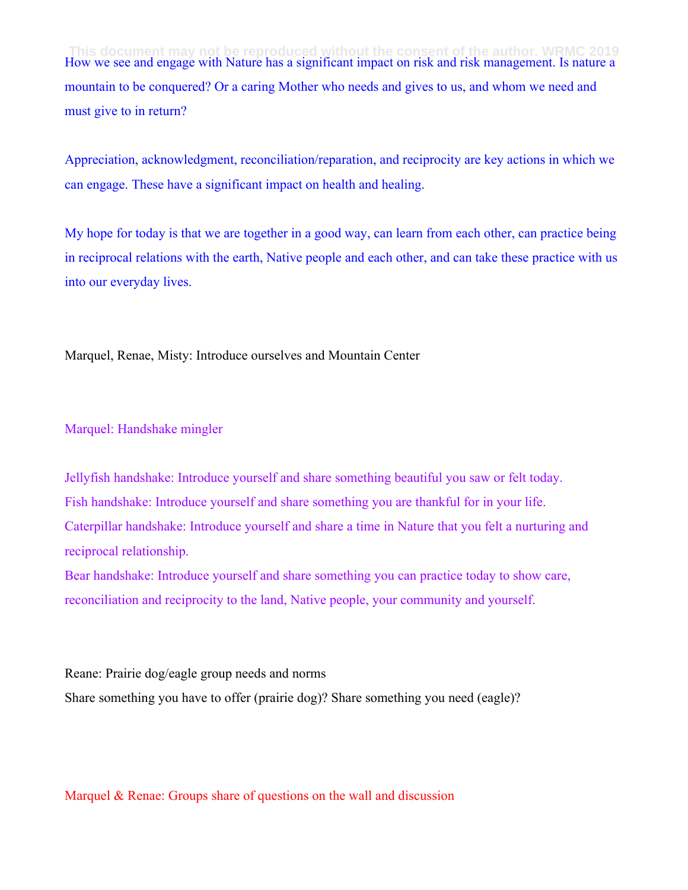How we see and engage with Nature has a significant impact on risk and risk management. Is nature a mountain to be conquered? Or a caring Mother who needs and gives to us, and whom we need and must give to in return?

Appreciation, acknowledgment, reconciliation/reparation, and reciprocity are key actions in which we can engage. These have a significant impact on health and healing.

My hope for today is that we are together in a good way, can learn from each other, can practice being in reciprocal relations with the earth, Native people and each other, and can take these practice with us into our everyday lives.

Marquel, Renae, Misty: Introduce ourselves and Mountain Center

Marquel: Handshake mingler

Jellyfish handshake: Introduce yourself and share something beautiful you saw or felt today.
Fish handshake: Introduce yourself and share something you are thankful for in your life.
Caterpillar handshake: Introduce yourself and share a time in Nature that you felt a nurturing and reciprocal relationship.
Bear handshake: Introduce yourself and share something you can practice today to show care, reconciliation and reciprocity to the land, Native people, your community and yourself.

Reane: Prairie dog/eagle group needs and norms
Share something you have to offer (prairie dog)? Share something you need (eagle)?

Marquel & Renae: Groups share of questions on the wall and discussion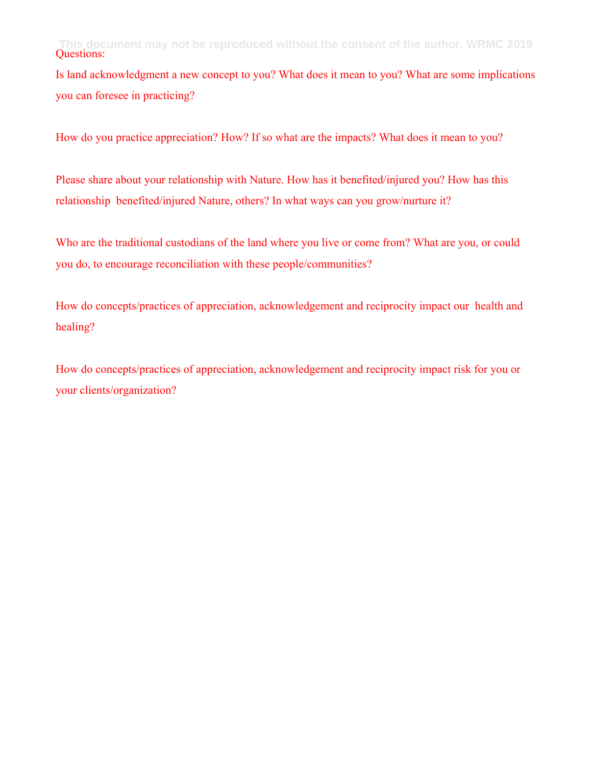Questions:

Is land acknowledgment a new concept to you? What does it mean to you? What are some implications you can foresee in practicing?

How do you practice appreciation? How? If so what are the impacts? What does it mean to you?

Please share about your relationship with Nature. How has it benefited/injured you? How has this relationship benefited/injured Nature, others? In what ways can you grow/nurture it?

Who are the traditional custodians of the land where you live or come from? What are you, or could you do, to encourage reconciliation with these people/communities?

How do concepts/practices of appreciation, acknowledgement and reciprocity impact our health and healing?

How do concepts/practices of appreciation, acknowledgement and reciprocity impact risk for you or your clients/organization?